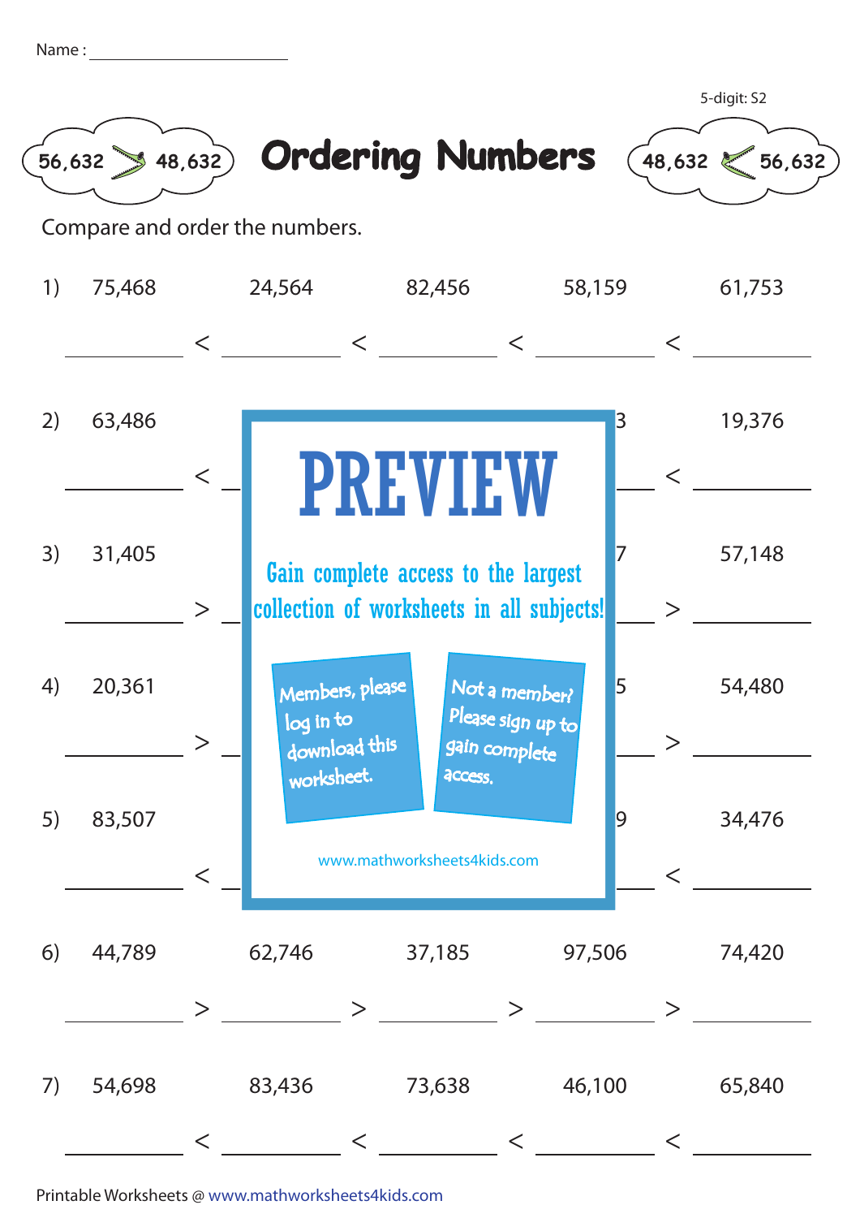Name : ______________________

5-digit: S2

56,632 > 48,632

# Ordering Numbers

48,632 < 56,632

Compare and order the numbers.

1) 75,468 24,564 82,456 58,159 61,753

_______ < _______ < _______ < _______ < _______

2) 63,486 3 19,376

_______ < _ _ < _______

3) 31,405 7 57,148

_______ > _ _ > _______

4) 20,361 5 54,480

_______ > _ _ > _______

5) 83,507 9 34,476

_______ < _ _ < _______

**PREVIEW**

Gain complete access to the largest collection of worksheets in all subjects!

Members, please log in to download this worksheet.

Not a member? Please sign up to gain complete access.

www.mathworksheets4kids.com

6) 44,789 62,746 37,185 97,506 74,420

_______ > _______ > _______ > _______ > _______

7) 54,698 83,436 73,638 46,100 65,840

_______ < _______ < _______ < _______ < _______

Printable Worksheets @ www.mathworksheets4kids.com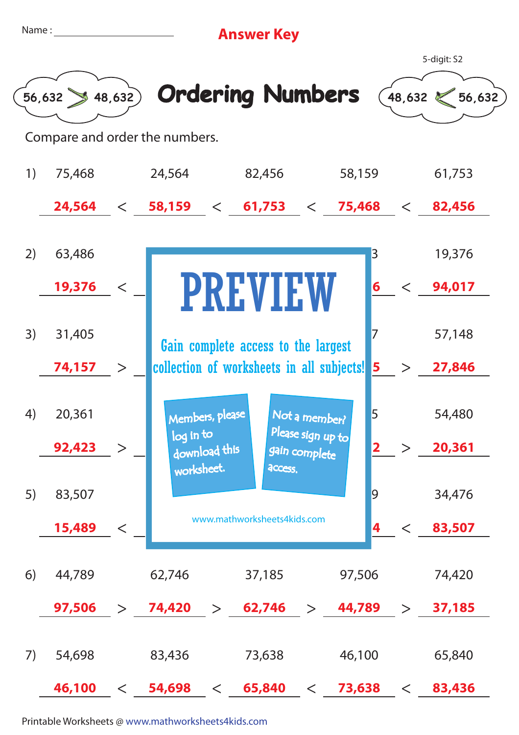Name : ____________________

**Answer Key**

5-digit: S2

56,632 > 48,632

# Ordering Numbers

48,632 < 56,632

Compare and order the numbers.

1) 75,468 &nbsp;&nbsp; 24,564 &nbsp;&nbsp; 82,456 &nbsp;&nbsp; 58,159 &nbsp;&nbsp; 61,753

**24,564** < **58,159** < **61,753** < **75,468** < **82,456**

2) 63,486 &nbsp;&nbsp; ... 3 &nbsp;&nbsp; 19,376

**19,376** < ... **6** < **94,017**

3) 31,405 &nbsp;&nbsp; ... 7 &nbsp;&nbsp; 57,148

**74,157** > ... **5** > **27,846**

4) 20,361 &nbsp;&nbsp; ... 5 &nbsp;&nbsp; 54,480

**92,423** > ... **2** > **20,361**

5) 83,507 &nbsp;&nbsp; ... 9 &nbsp;&nbsp; 34,476

**15,489** < ... **4** < **83,507**

PREVIEW

Gain complete access to the largest collection of worksheets in all subjects!

Members, please log in to download this worksheet.

Not a member? Please sign up to gain complete access.

www.mathworksheets4kids.com

6) 44,789 &nbsp;&nbsp; 62,746 &nbsp;&nbsp; 37,185 &nbsp;&nbsp; 97,506 &nbsp;&nbsp; 74,420

**97,506** > **74,420** > **62,746** > **44,789** > **37,185**

7) 54,698 &nbsp;&nbsp; 83,436 &nbsp;&nbsp; 73,638 &nbsp;&nbsp; 46,100 &nbsp;&nbsp; 65,840

**46,100** < **54,698** < **65,840** < **73,638** < **83,436**